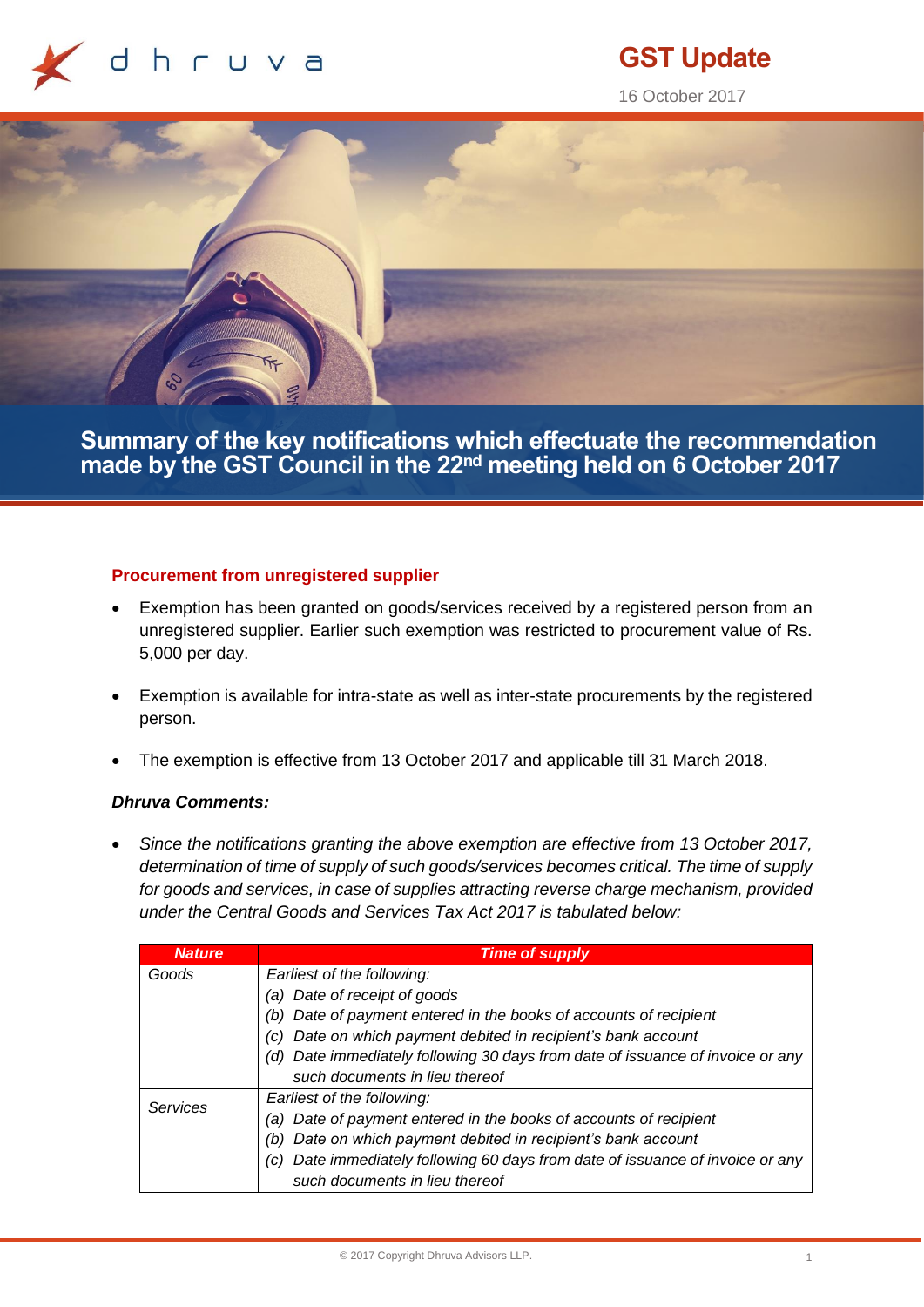# GST Update

16 October 2017

## Summary of the key notifications which effectuate the recommendation made by the GST Council in the 22nd meeting held on 6 October 2017

### Procurement from unregistered supplier

- Exemption has been granted on goods/services received by a registered person from an unregistered supplier. Earlier such exemption was restricted to procurement value of Rs. 5,000 per day.
- Exemption is available for intra-state as well as inter-state procurements by the registered person.
- The exemption is effective from 13 October 2017 and applicable till 31 March 2018.

***Dhruva Comments:***

- *Since the notifications granting the above exemption are effective from 13 October 2017, determination of time of supply of such goods/services becomes critical. The time of supply for goods and services, in case of supplies attracting reverse charge mechanism, provided under the Central Goods and Services Tax Act 2017 is tabulated below:*

| ***Nature*** | ***Time of supply*** |
|---|---|
| *Goods* | *Earliest of the following:*<br>*(a) Date of receipt of goods*<br>*(b) Date of payment entered in the books of accounts of recipient*<br>*(c) Date on which payment debited in recipient's bank account*<br>*(d) Date immediately following 30 days from date of issuance of invoice or any such documents in lieu thereof* |
| *Services* | *Earliest of the following:*<br>*(a) Date of payment entered in the books of accounts of recipient*<br>*(b) Date on which payment debited in recipient's bank account*<br>*(c) Date immediately following 60 days from date of issuance of invoice or any such documents in lieu thereof* |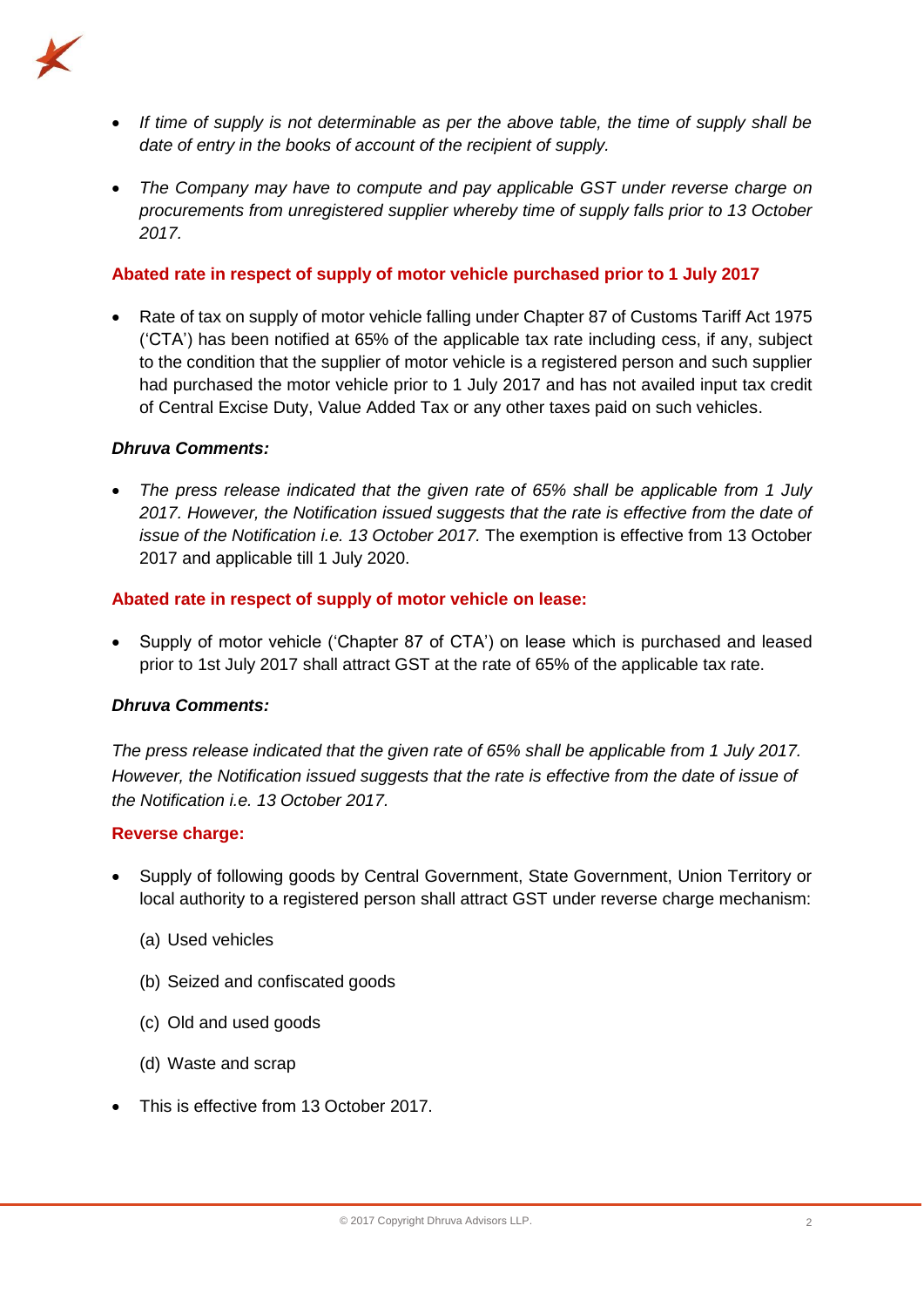- *If time of supply is not determinable as per the above table, the time of supply shall be date of entry in the books of account of the recipient of supply.*

- *The Company may have to compute and pay applicable GST under reverse charge on procurements from unregistered supplier whereby time of supply falls prior to 13 October 2017.*

**Abated rate in respect of supply of motor vehicle purchased prior to 1 July 2017**

- Rate of tax on supply of motor vehicle falling under Chapter 87 of Customs Tariff Act 1975 ('CTA') has been notified at 65% of the applicable tax rate including cess, if any, subject to the condition that the supplier of motor vehicle is a registered person and such supplier had purchased the motor vehicle prior to 1 July 2017 and has not availed input tax credit of Central Excise Duty, Value Added Tax or any other taxes paid on such vehicles.

***Dhruva Comments:***

- *The press release indicated that the given rate of 65% shall be applicable from 1 July 2017. However, the Notification issued suggests that the rate is effective from the date of issue of the Notification i.e. 13 October 2017.* The exemption is effective from 13 October 2017 and applicable till 1 July 2020.

**Abated rate in respect of supply of motor vehicle on lease:**

- Supply of motor vehicle ('Chapter 87 of CTA') on lease which is purchased and leased prior to 1st July 2017 shall attract GST at the rate of 65% of the applicable tax rate.

***Dhruva Comments:***

*The press release indicated that the given rate of 65% shall be applicable from 1 July 2017. However, the Notification issued suggests that the rate is effective from the date of issue of the Notification i.e. 13 October 2017.*

**Reverse charge:**

- Supply of following goods by Central Government, State Government, Union Territory or local authority to a registered person shall attract GST under reverse charge mechanism:

  (a) Used vehicles

  (b) Seized and confiscated goods

  (c) Old and used goods

  (d) Waste and scrap

- This is effective from 13 October 2017.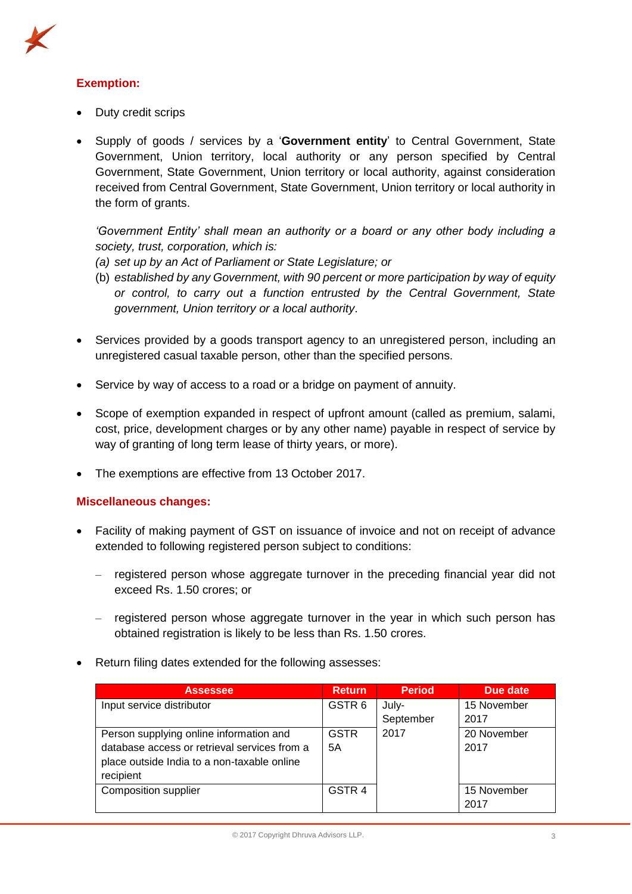### Exemption:

- Duty credit scrips

- Supply of goods / services by a '**Government entity**' to Central Government, State Government, Union territory, local authority or any person specified by Central Government, State Government, Union territory or local authority, against consideration received from Central Government, State Government, Union territory or local authority in the form of grants.

  *'Government Entity' shall mean an authority or a board or any other body including a society, trust, corporation, which is:*
  *(a) set up by an Act of Parliament or State Legislature; or*
  (b) *established by any Government, with 90 percent or more participation by way of equity or control, to carry out a function entrusted by the Central Government, State government, Union territory or a local authority*.

- Services provided by a goods transport agency to an unregistered person, including an unregistered casual taxable person, other than the specified persons.

- Service by way of access to a road or a bridge on payment of annuity.

- Scope of exemption expanded in respect of upfront amount (called as premium, salami, cost, price, development charges or by any other name) payable in respect of service by way of granting of long term lease of thirty years, or more).

- The exemptions are effective from 13 October 2017.

### Miscellaneous changes:

- Facility of making payment of GST on issuance of invoice and not on receipt of advance extended to following registered person subject to conditions:

  - registered person whose aggregate turnover in the preceding financial year did not exceed Rs. 1.50 crores; or

  - registered person whose aggregate turnover in the year in which such person has obtained registration is likely to be less than Rs. 1.50 crores.

- Return filing dates extended for the following assesses:

| Assessee | Return | Period | Due date |
|---|---|---|---|
| Input service distributor | GSTR 6 | July-September 2017 | 15 November 2017 |
| Person supplying online information and database access or retrieval services from a place outside India to a non-taxable online recipient | GSTR 5A | | 20 November 2017 |
| Composition supplier | GSTR 4 | | 15 November 2017 |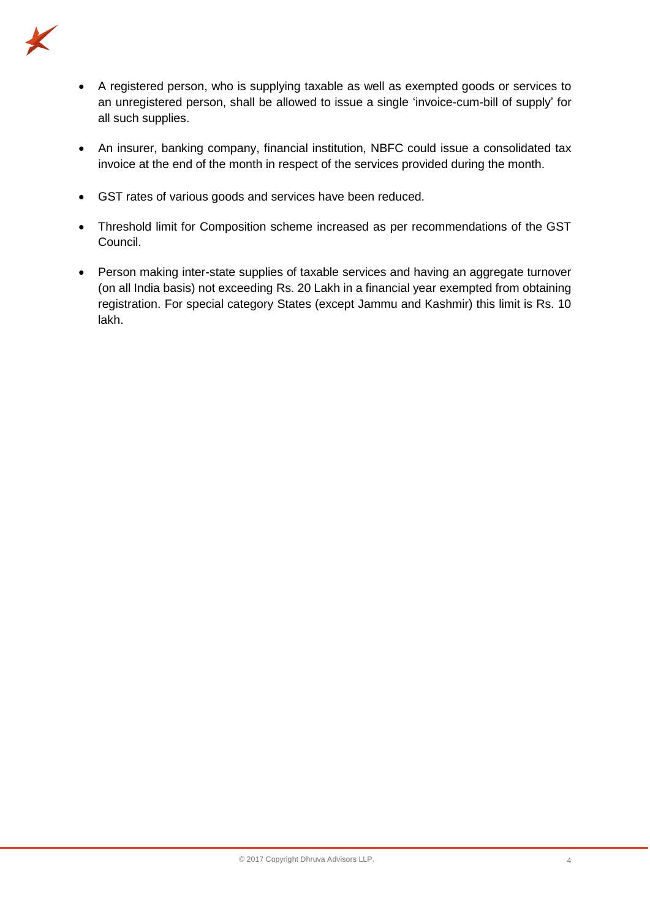- A registered person, who is supplying taxable as well as exempted goods or services to an unregistered person, shall be allowed to issue a single 'invoice-cum-bill of supply' for all such supplies.

- An insurer, banking company, financial institution, NBFC could issue a consolidated tax invoice at the end of the month in respect of the services provided during the month.

- GST rates of various goods and services have been reduced.

- Threshold limit for Composition scheme increased as per recommendations of the GST Council.

- Person making inter-state supplies of taxable services and having an aggregate turnover (on all India basis) not exceeding Rs. 20 Lakh in a financial year exempted from obtaining registration. For special category States (except Jammu and Kashmir) this limit is Rs. 10 lakh.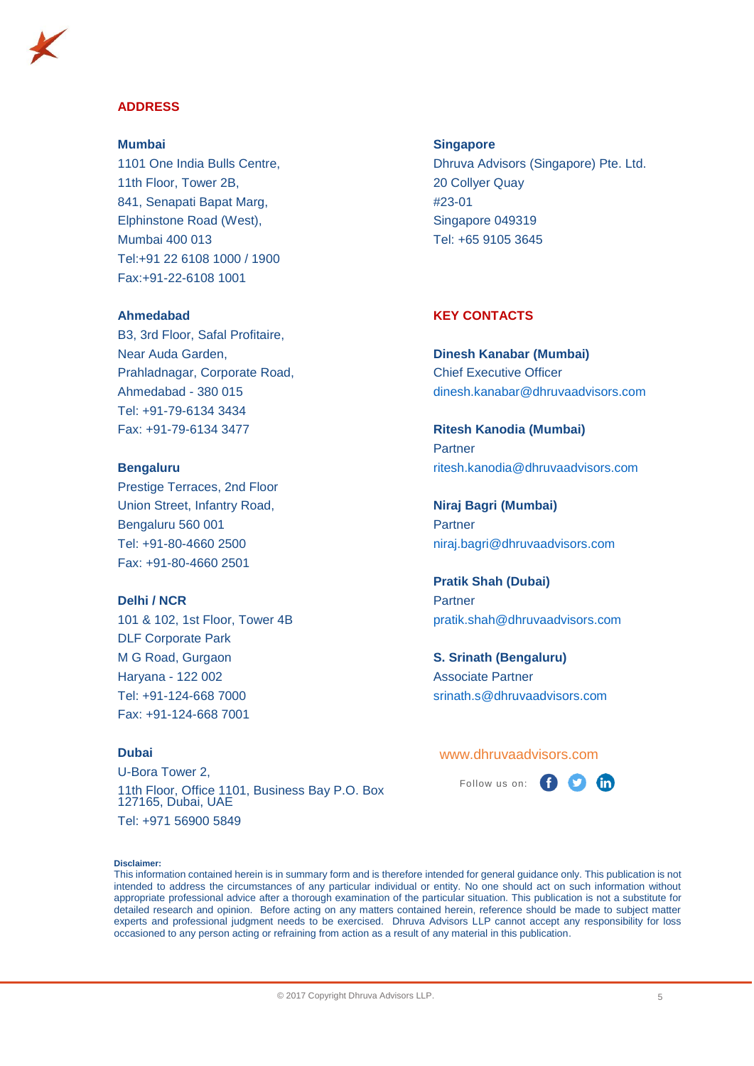## ADDRESS

**Mumbai**
1101 One India Bulls Centre,
11th Floor, Tower 2B,
841, Senapati Bapat Marg,
Elphinstone Road (West),
Mumbai 400 013
Tel:+91 22 6108 1000 / 1900
Fax:+91-22-6108 1001

**Ahmedabad**
B3, 3rd Floor, Safal Profitaire,
Near Auda Garden,
Prahladnagar, Corporate Road,
Ahmedabad - 380 015
Tel: +91-79-6134 3434
Fax: +91-79-6134 3477

**Bengaluru**
Prestige Terraces, 2nd Floor
Union Street, Infantry Road,
Bengaluru 560 001
Tel: +91-80-4660 2500
Fax: +91-80-4660 2501

**Delhi / NCR**
101 & 102, 1st Floor, Tower 4B
DLF Corporate Park
M G Road, Gurgaon
Haryana - 122 002
Tel: +91-124-668 7000
Fax: +91-124-668 7001

**Dubai**
U-Bora Tower 2,
11th Floor, Office 1101, Business Bay P.O. Box 127165, Dubai, UAE
Tel: +971 56900 5849

**Singapore**
Dhruva Advisors (Singapore) Pte. Ltd.
20 Collyer Quay
#23-01
Singapore 049319
Tel: +65 9105 3645

## KEY CONTACTS

**Dinesh Kanabar (Mumbai)**
Chief Executive Officer
dinesh.kanabar@dhruvaadvisors.com

**Ritesh Kanodia (Mumbai)**
Partner
ritesh.kanodia@dhruvaadvisors.com

**Niraj Bagri (Mumbai)**
Partner
niraj.bagri@dhruvaadvisors.com

**Pratik Shah (Dubai)**
Partner
pratik.shah@dhruvaadvisors.com

**S. Srinath (Bengaluru)**
Associate Partner
srinath.s@dhruvaadvisors.com

www.dhruvaadvisors.com

Follow us on:

**Disclaimer:**
This information contained herein is in summary form and is therefore intended for general guidance only. This publication is not intended to address the circumstances of any particular individual or entity. No one should act on such information without appropriate professional advice after a thorough examination of the particular situation. This publication is not a substitute for detailed research and opinion. Before acting on any matters contained herein, reference should be made to subject matter experts and professional judgment needs to be exercised. Dhruva Advisors LLP cannot accept any responsibility for loss occasioned to any person acting or refraining from action as a result of any material in this publication.

© 2017 Copyright Dhruva Advisors LLP.